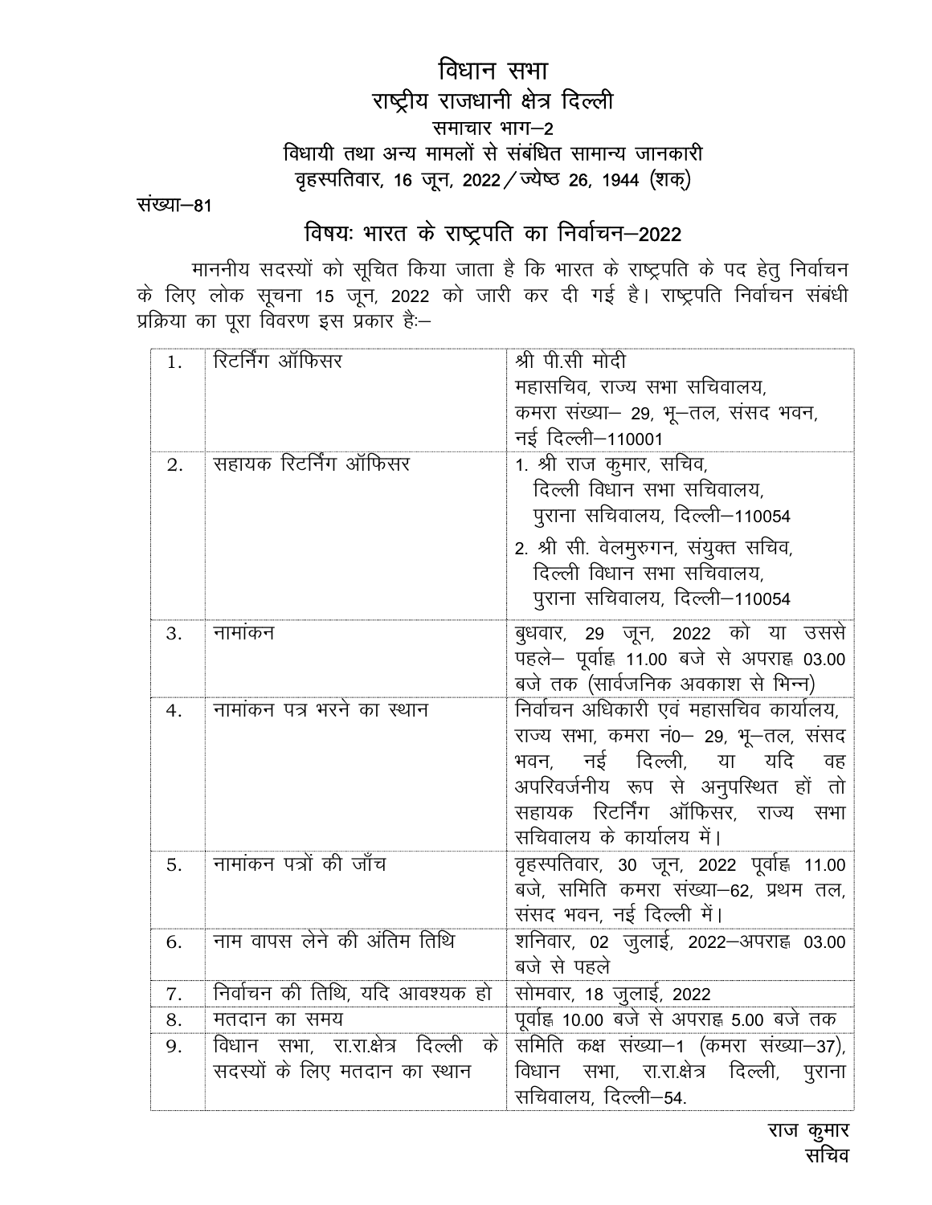# विधान सभा

## राष्ट्रीय राजधानी क्षेत्र दिल्ली

### समाचार भाग–2

### विधायी तथा अन्य मामलों से संबंधित सामान्य जानकारी

### वृहस्पतिवार, 16 जून, 2022 / ज्येष्ठ 26, 1944 (शक)

संख्या–81

## विषयः भारत के राष्ट्रपति का निर्वाचन–2022

माननीय सदस्यों को सूचित किया जाता है कि भारत के राष्ट्रपति के पद हेतु निर्वाचन के लिए लोक सूचना 15 जून, 2022 को जारी कर दी गई है। राष्ट्रपति निर्वाचन संबंधी प्रक्रिया का पूरा विवरण इस प्रकार हैः–

| | | |
|---|---|---|
| 1. | रिटर्निंग ऑफिसर | श्री पी.सी मोदी<br>महासचिव, राज्य सभा सचिवालय,<br>कमरा संख्या– 29, भू–तल, संसद भवन,<br>नई दिल्ली–110001 |
| 2. | सहायक रिटर्निंग ऑफिसर | 1. श्री राज कुमार, सचिव,<br>दिल्ली विधान सभा सचिवालय,<br>पुराना सचिवालय, दिल्ली–110054<br>2. श्री सी. वेलमुरुगन, संयुक्त सचिव,<br>दिल्ली विधान सभा सचिवालय,<br>पुराना सचिवालय, दिल्ली–110054 |
| 3. | नामांकन | बुधवार, 29 जून, 2022 को या उससे पहले– पूर्वाह्न 11.00 बजे से अपराह्न 03.00 बजे तक (सार्वजनिक अवकाश से भिन्न) |
| 4. | नामांकन पत्र भरने का स्थान | निर्वाचन अधिकारी एवं महासचिव कार्यालय, राज्य सभा, कमरा नं0– 29, भू–तल, संसद भवन, नई दिल्ली, या यदि वह अपरिवर्जनीय रूप से अनुपस्थित हों तो सहायक रिटर्निंग ऑफिसर, राज्य सभा सचिवालय के कार्यालय में। |
| 5. | नामांकन पत्रों की जाँच | वृहस्पतिवार, 30 जून, 2022 पूर्वाह्न 11.00 बजे, समिति कमरा संख्या–62, प्रथम तल, संसद भवन, नई दिल्ली में। |
| 6. | नाम वापस लेने की अंतिम तिथि | शनिवार, 02 जुलाई, 2022–अपराह्न 03.00 बजे से पहले |
| 7. | निर्वाचन की तिथि, यदि आवश्यक हो | सोमवार, 18 जुलाई, 2022 |
| 8. | मतदान का समय | पूर्वाह्न 10.00 बजे से अपराह्न 5.00 बजे तक |
| 9. | विधान सभा, रा.रा.क्षेत्र दिल्ली के सदस्यों के लिए मतदान का स्थान | समिति कक्ष संख्या–1 (कमरा संख्या–37), विधान सभा, रा.रा.क्षेत्र दिल्ली, पुराना सचिवालय, दिल्ली–54. |

राज कुमार
सचिव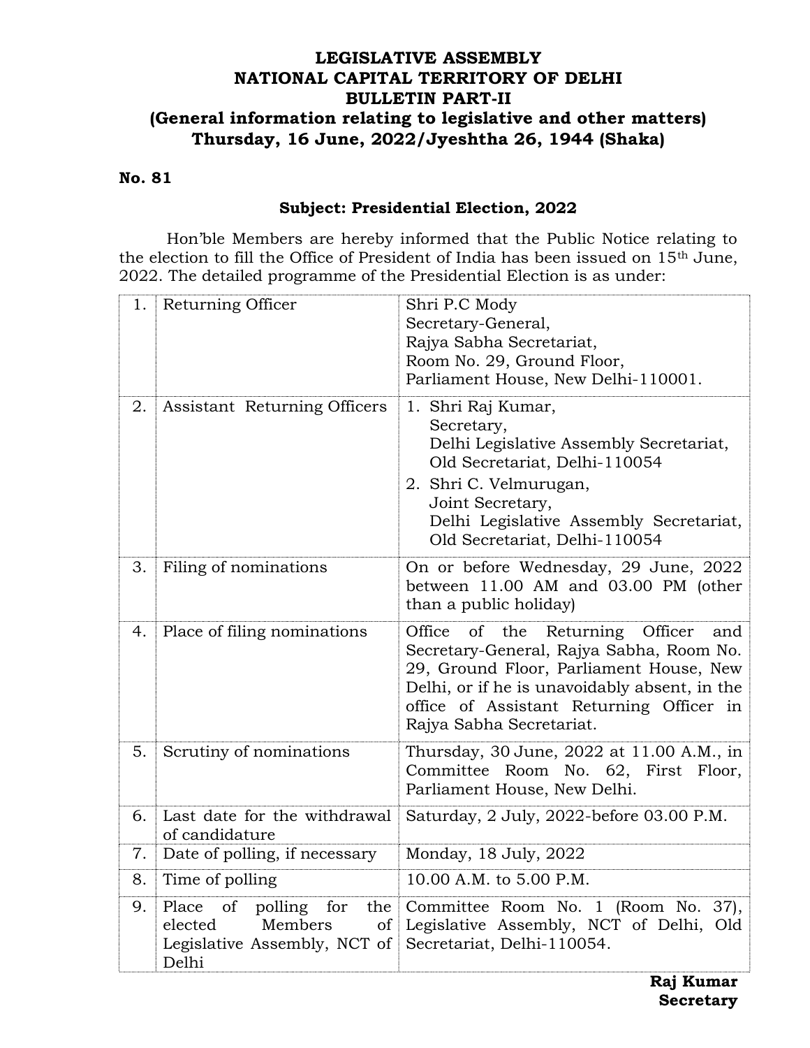# LEGISLATIVE ASSEMBLY
# NATIONAL CAPITAL TERRITORY OF DELHI
## BULLETIN PART-II
### (General information relating to legislative and other matters)
### Thursday, 16 June, 2022/Jyeshtha 26, 1944 (Shaka)

**No. 81**

**Subject: Presidential Election, 2022**

Hon'ble Members are hereby informed that the Public Notice relating to the election to fill the Office of President of India has been issued on 15th June, 2022. The detailed programme of the Presidential Election is as under:

| | | |
|---|---|---|
| 1. | Returning Officer | Shri P.C Mody<br>Secretary-General,<br>Rajya Sabha Secretariat,<br>Room No. 29, Ground Floor,<br>Parliament House, New Delhi-110001. |
| 2. | Assistant Returning Officers | 1. Shri Raj Kumar,<br>Secretary,<br>Delhi Legislative Assembly Secretariat,<br>Old Secretariat, Delhi-110054<br>2. Shri C. Velmurugan,<br>Joint Secretary,<br>Delhi Legislative Assembly Secretariat,<br>Old Secretariat, Delhi-110054 |
| 3. | Filing of nominations | On or before Wednesday, 29 June, 2022 between 11.00 AM and 03.00 PM (other than a public holiday) |
| 4. | Place of filing nominations | Office of the Returning Officer and Secretary-General, Rajya Sabha, Room No. 29, Ground Floor, Parliament House, New Delhi, or if he is unavoidably absent, in the office of Assistant Returning Officer in Rajya Sabha Secretariat. |
| 5. | Scrutiny of nominations | Thursday, 30 June, 2022 at 11.00 A.M., in Committee Room No. 62, First Floor, Parliament House, New Delhi. |
| 6. | Last date for the withdrawal of candidature | Saturday, 2 July, 2022-before 03.00 P.M. |
| 7. | Date of polling, if necessary | Monday, 18 July, 2022 |
| 8. | Time of polling | 10.00 A.M. to 5.00 P.M. |
| 9. | Place of polling for the elected Members of Legislative Assembly, NCT of Delhi | Committee Room No. 1 (Room No. 37), Legislative Assembly, NCT of Delhi, Old Secretariat, Delhi-110054. |

**Raj Kumar**
**Secretary**